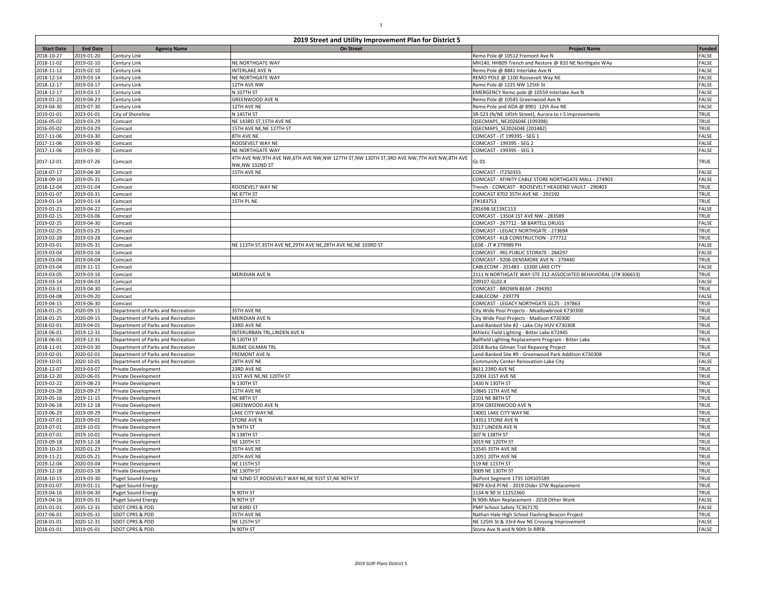| 2019 Street and Utility Improvement Plan for District 5 | | | | | |
|---|---|---|---|---|---|
| **Start Date** | **End Date** | **Agency Name** | **On Street** | **Project Name** | **Funded** |
| 2018-10-27 | 2019-01-20 | Century Link | | Remo Pole @ 10512 Fremont Ave N | FALSE |
| 2018-11-02 | 2019-02-10 | Century Link | NE NORTHGATE WAY | MH140, HH809 Trench and Restore @ 810 NE Northgate WAy | FALSE |
| 2018-11-12 | 2019-02-10 | Century Link | INTERLAKE AVE N | Remo Pole @ 8841 Interlake Ave N | FALSE |
| 2018-12-14 | 2019-03-14 | Century Link | NE NORTHGATE WAY | REMO POLE @ 1100 Roosevelt Way NE | FALSE |
| 2018-12-17 | 2019-03-17 | Century Link | 12TH AVE NW | Remo Pole @ 1225 NW 125th St | FALSE |
| 2018-12-17 | 2019-03-17 | Century Link | N 107TH ST | EMERGENCY Remo pole @ 10559 Interlake Ave N | FALSE |
| 2019-01-23 | 2019-04-23 | Century Link | GREENWOOD AVE N | Remo Pole @ 10545 Greenwood Ave N | FALSE |
| 2019-04-30 | 2019-07-30 | Century Link | 12TH AVE NE | Remo Pole and ADA @ 8901 12th Ave NE | FALSE |
| 2019-01-01 | 2023-01-01 | City of Shoreline | N 145TH ST | SR-523 (N/NE 145th Street), Aurora to I-5 Improvements | TRUE |
| 2016-05-02 | 2019-03-29 | Comcast | NE 143RD ST,15TH AVE NE | QSECMAPS_NE202604E (199398) | TRUE |
| 2016-05-02 | 2019-03-29 | Comcast | 15TH AVE NE,NE 127TH ST | QSECMAPS_SE202604E (201482) | TRUE |
| 2017-11-06 | 2019-03-30 | Comcast | 8TH AVE NE | COMCAST - JT 199395 - SEG 1 | FALSE |
| 2017-11-06 | 2019-03-30 | Comcast | ROOSEVELT WAY NE | COMCAST - 199395 - SEG 2 | FALSE |
| 2017-11-06 | 2019-03-30 | Comcast | NE NORTHGATE WAY | COMCAST - 199395 - SEG 3 | FALSE |
| 2017-12-01 | 2019-07-26 | Comcast | 4TH AVE NW,9TH AVE NW,6TH AVE NW,NW 127TH ST,NW 130TH ST,3RD AVE NW,7TH AVE NW,8TH AVE NW,NW 132ND ST | GL 01 | TRUE |
| 2018-07-17 | 2019-04-30 | Comcast | 15TH AVE NE | COMCAST - JT250355 | FALSE |
| 2018-09-10 | 2019-05-31 | Comcast | | COMCAST - XFINITY CABLE STORE NORTHGATE MALL - 274903 | FALSE |
| 2018-12-04 | 2019-01-04 | Comcast | ROOSEVELT WAY NE | Trench - COMCAST - ROOSEVELT HEADEND VAULT - 290403 | TRUE |
| 2019-01-07 | 2019-03-31 | Comcast | NE 87TH ST | COMCAST 8702 35TH AVE NE - 291592 | TRUE |
| 2019-01-14 | 2019-01-14 | Comcast | 15TH PL NE | JT#183753 | TRUE |
| 2019-01-21 | 2019-04-22 | Comcast | | 281698-SE13XC113 | FALSE |
| 2019-02-15 | 2019-03-06 | Comcast | | COMCAST - 13504 1ST AVE NW - 283589 | TRUE |
| 2019-02-25 | 2019-04-30 | Comcast | | COMCAST - 267712 - SB BARTELL DRUGS | FALSE |
| 2019-02-25 | 2019-03-25 | Comcast | | COMCAST - LEGACY NORTHGATE - 273694 | TRUE |
| 2019-02-28 | 2019-03-28 | Comcast | | COMCAST - KLB CONSTRUCTION - 277712 | TRUE |
| 2019-03-01 | 2019-05-31 | Comcast | NE 113TH ST,35TH AVE NE,29TH AVE NE,28TH AVE NE,NE 103RD ST | LE08 - JT # 279989 PH | FALSE |
| 2019-03-04 | 2019-03-16 | Comcast | | COMCAST - IRG PUBLIC STORATE - 284297 | FALSE |
| 2019-03-04 | 2019-04-04 | Comcast | | COMCAST - 9206 DENSMORE AVE N - 279440 | TRUE |
| 2019-03-04 | 2019-11-15 | Comcast | | CABLECOM - 201483 - 13300 LAKE CITY | FALSE |
| 2019-03-05 | 2019-03-16 | Comcast | MERIDIAN AVE N | 2111 N NORTHGATE WAY-STE 212-ASSOCIATED BEHAVIORAL (JT# 306653) | TRUE |
| 2019-03-14 | 2019-04-03 | Comcast | | 209107.GL02.4 | FALSE |
| 2019-03-31 | 2019-04-30 | Comcast | | COMCAST - BROWN BEAR - 294392 | TRUE |
| 2019-04-08 | 2019-09-20 | Comcast | | CABLECOM - 239779 | FALSE |
| 2019-04-15 | 2019-06-30 | Comcast | | COMCAST - LEGACY NORTHGATE GL25 - 197863 | TRUE |
| 2018-01-25 | 2020-09-15 | Department of Parks and Recreation | 35TH AVE NE | City Wide Pool Projects - Meadowbrook K730300 | TRUE |
| 2018-01-25 | 2020-09-15 | Department of Parks and Recreation | MERIDIAN AVE N | City Wide Pool Projects - Madison K730300 | TRUE |
| 2018-02-01 | 2019-04-01 | Department of Parks and Recreation | 33RD AVE NE | Land-Banked Site #2 - Lake City HUV K730308 | TRUE |
| 2018-06-01 | 2019-12-31 | Department of Parks and Recreation | INTERURBAN TRL,LINDEN AVE N | Athletic Field Lighting - Bitter Lake K72445 | TRUE |
| 2018-06-01 | 2019-12-31 | Department of Parks and Recreation | N 130TH ST | Ballfield Lighting Replacement Program - Bitter Lake | TRUE |
| 2018-11-01 | 2019-03-30 | Department of Parks and Recreation | BURKE GILMAN TRL | 2018 Burke Gilman Trail Repaving Project | TRUE |
| 2019-02-01 | 2020-02-01 | Department of Parks and Recreation | FREMONT AVE N | Land-Banked Site #9 - Greenwood Park Addition K730308 | TRUE |
| 2019-10-01 | 2020-10-01 | Department of Parks and Recreation | 28TH AVE NE | Community Center Renovation-Lake City | FALSE |
| 2018-12-07 | 2019-03-07 | Private Development | 23RD AVE NE | 8611 23RD AVE NE | TRUE |
| 2018-12-20 | 2020-06-01 | Private Development | 31ST AVE NE,NE 120TH ST | 12004 31ST AVE NE | TRUE |
| 2019-02-22 | 2019-08-23 | Private Development | N 130TH ST | 1430 N 130TH ST | TRUE |
| 2019-03-28 | 2019-09-27 | Private Development | 11TH AVE NE | 10845 11TH AVE NE | TRUE |
| 2019-05-16 | 2019-11-15 | Private Development | NE 88TH ST | 2101 NE 88TH ST | TRUE |
| 2019-06-18 | 2019-12-18 | Private Development | GREENWOOD AVE N | 8704 GREENWOOD AVE N | TRUE |
| 2019-06-29 | 2019-09-29 | Private Development | LAKE CITY WAY NE | 14001 LAKE CITY WAY NE | TRUE |
| 2019-07-01 | 2019-09-01 | Private Development | STONE AVE N | 14351 STONE AVE N | TRUE |
| 2019-07-01 | 2019-10-01 | Private Development | N 94TH ST | 9217 LINDEN AVE N | TRUE |
| 2019-07-01 | 2019-10-01 | Private Development | N 138TH ST | 307 N 138TH ST | TRUE |
| 2019-09-18 | 2019-12-18 | Private Development | NE 120TH ST | 3019 NE 120TH ST | TRUE |
| 2019-10-23 | 2020-01-23 | Private Development | 35TH AVE NE | 13545 35TH AVE NE | TRUE |
| 2019-11-21 | 2020-05-21 | Private Development | 20TH AVE NE | 12051 20TH AVE NE | TRUE |
| 2019-12-04 | 2020-03-04 | Private Development | NE 115TH ST | 519 NE 115TH ST | TRUE |
| 2019-12-18 | 2020-03-18 | Private Development | NE 130TH ST | 3009 NE 130TH ST | TRUE |
| 2018-10-15 | 2019-03-30 | Puget Sound Energy | NE 92ND ST,ROOSEVELT WAY NE,NE 91ST ST,NE 90TH ST | DuPont Segment 1735 109105589 | TRUE |
| 2019-01-07 | 2019-01-11 | Puget Sound Energy | | 9879 43rd Pl NE - 2019 Older STW Replacement | TRUE |
| 2019-04-16 | 2019-04-30 | Puget Sound Energy | N 90TH ST | 1134 N 90 St 11252360 | TRUE |
| 2019-04-16 | 2019-05-31 | Puget Sound Energy | N 90TH ST | N 90th Main Replacement - 2018 Other Work | FALSE |
| 2015-01-01 | 2035-12-31 | SDOT CPRS & PDD | NE 83RD ST | PMP School Safety TC367170 | FALSE |
| 2017-06-01 | 2019-05-31 | SDOT CPRS & PDD | 35TH AVE NE | Nathan Hale High School Flashing Beacon Project | TRUE |
| 2018-01-01 | 2020-12-31 | SDOT CPRS & PDD | NE 125TH ST | NE 125th St & 33rd Ave NE Crossing Improvement | FALSE |
| 2018-01-01 | 2019-05-01 | SDOT CPRS & PDD | N 90TH ST | Stone Ave N and N 90th St RRFB | FALSE |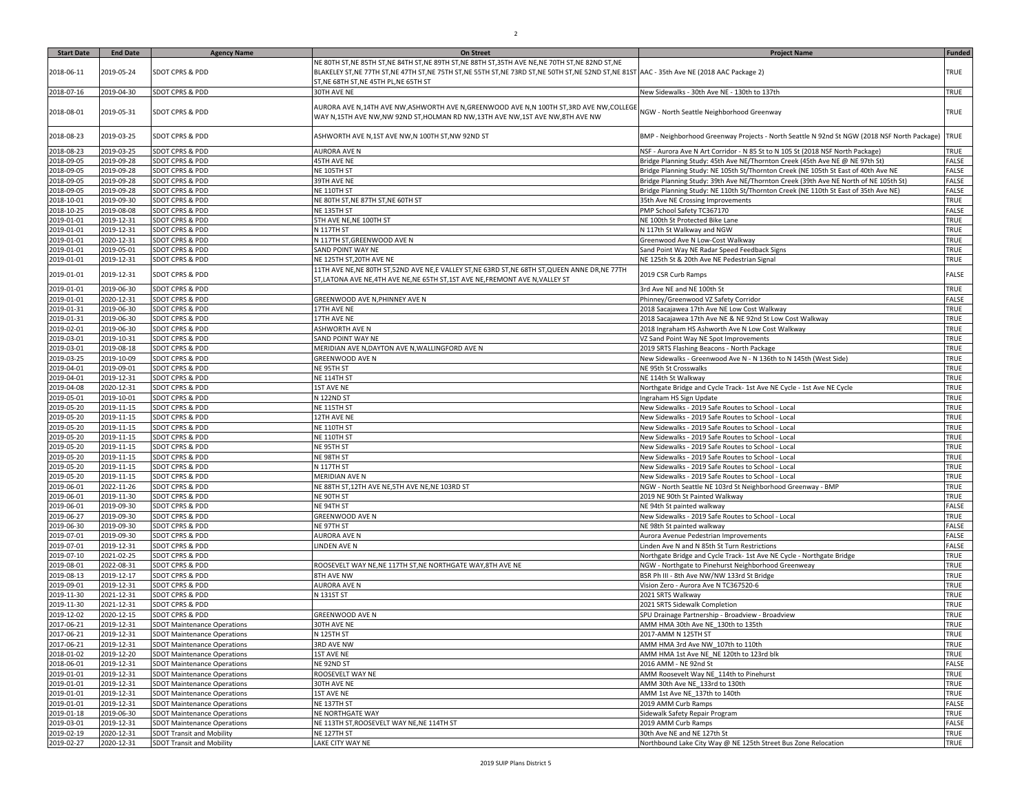| Start Date | End Date | Agency Name | On Street | Project Name | Funded |
|---|---|---|---|---|---|
| 2018-06-11 | 2019-05-24 | SDOT CPRS & PDD | NE 80TH ST,NE 85TH ST,NE 84TH ST,NE 89TH ST,NE 88TH ST,35TH AVE NE,NE 70TH ST,NE 82ND ST,NE BLAKELEY ST,NE 77TH ST,NE 47TH ST,NE 75TH ST,NE 55TH ST,NE 73RD ST,NE 50TH ST,NE 52ND ST,NE 81ST ST,NE 68TH ST,NE 45TH PL,NE 65TH ST | AAC - 35th Ave NE (2018 AAC Package 2) | TRUE |
| 2018-07-16 | 2019-04-30 | SDOT CPRS & PDD | 30TH AVE NE | New Sidewalks - 30th Ave NE - 130th to 137th | TRUE |
| 2018-08-01 | 2019-05-31 | SDOT CPRS & PDD | AURORA AVE N,14TH AVE NW,ASHWORTH AVE N,GREENWOOD AVE N,N 100TH ST,3RD AVE NW,COLLEGE WAY N,15TH AVE NW,NW 92ND ST,HOLMAN RD NW,13TH AVE NW,1ST AVE NW,8TH AVE NW | NGW - North Seattle Neighborhood Greenway | TRUE |
| 2018-08-23 | 2019-03-25 | SDOT CPRS & PDD | ASHWORTH AVE N,1ST AVE NW,N 100TH ST,NW 92ND ST | BMP - Neighborhood Greenway Projects - North Seattle N 92nd St NGW (2018 NSF North Package) | TRUE |
| 2018-08-23 | 2019-03-25 | SDOT CPRS & PDD | AURORA AVE N | NSF - Aurora Ave N Art Corridor - N 85 St to N 105 St (2018 NSF North Package) | TRUE |
| 2018-09-05 | 2019-09-28 | SDOT CPRS & PDD | 45TH AVE NE | Bridge Planning Study: 45th Ave NE/Thornton Creek (45th Ave NE @ NE 97th St) | FALSE |
| 2018-09-05 | 2019-09-28 | SDOT CPRS & PDD | NE 105TH ST | Bridge Planning Study: NE 105th St/Thornton Creek (NE 105th St East of 40th Ave NE | FALSE |
| 2018-09-05 | 2019-09-28 | SDOT CPRS & PDD | 39TH AVE NE | Bridge Planning Study: 39th Ave NE/Thornton Creek (39th Ave NE North of NE 105th St) | FALSE |
| 2018-09-05 | 2019-09-28 | SDOT CPRS & PDD | NE 110TH ST | Bridge Planning Study: NE 110th St/Thornton Creek (NE 110th St East of 35th Ave NE) | FALSE |
| 2018-10-01 | 2019-09-30 | SDOT CPRS & PDD | NE 80TH ST,NE 87TH ST,NE 60TH ST | 35th Ave NE Crossing Improvements | TRUE |
| 2018-10-25 | 2019-08-08 | SDOT CPRS & PDD | NE 135TH ST | PMP School Safety TC367170 | FALSE |
| 2019-01-01 | 2019-12-31 | SDOT CPRS & PDD | 5TH AVE NE,NE 100TH ST | NE 100th St Protected Bike Lane | TRUE |
| 2019-01-01 | 2019-12-31 | SDOT CPRS & PDD | N 117TH ST | N 117th St Walkway and NGW | TRUE |
| 2019-01-01 | 2020-12-31 | SDOT CPRS & PDD | N 117TH ST,GREENWOOD AVE N | Greenwood Ave N Low-Cost Walkway | TRUE |
| 2019-01-01 | 2019-05-01 | SDOT CPRS & PDD | SAND POINT WAY NE | Sand Point Way NE Radar Speed Feedback Signs | TRUE |
| 2019-01-01 | 2019-12-31 | SDOT CPRS & PDD | NE 125TH ST,20TH AVE NE | NE 125th St & 20th Ave NE Pedestrian Signal | TRUE |
| 2019-01-01 | 2019-12-31 | SDOT CPRS & PDD | 11TH AVE NE,NE 80TH ST,52ND AVE NE,E VALLEY ST,NE 63RD ST,NE 68TH ST,QUEEN ANNE DR,NE 77TH ST,LATONA AVE NE,4TH AVE NE,NE 65TH ST,1ST AVE NE,FREMONT AVE N,VALLEY ST | 2019 CSR Curb Ramps | FALSE |
| 2019-01-01 | 2019-06-30 | SDOT CPRS & PDD | | 3rd Ave NE and NE 100th St | TRUE |
| 2019-01-01 | 2020-12-31 | SDOT CPRS & PDD | GREENWOOD AVE N,PHINNEY AVE N | Phinney/Greenwood VZ Safety Corridor | FALSE |
| 2019-01-31 | 2019-06-30 | SDOT CPRS & PDD | 17TH AVE NE | 2018 Sacajawea 17th Ave NE Low Cost Walkway | TRUE |
| 2019-01-31 | 2019-06-30 | SDOT CPRS & PDD | 17TH AVE NE | 2018 Sacajawea 17th Ave NE & NE 92nd St Low Cost Walkway | TRUE |
| 2019-02-01 | 2019-06-30 | SDOT CPRS & PDD | ASHWORTH AVE N | 2018 Ingraham HS Ashworth Ave N Low Cost Walkway | TRUE |
| 2019-03-01 | 2019-10-31 | SDOT CPRS & PDD | SAND POINT WAY NE | VZ Sand Point Way NE Spot Improvements | TRUE |
| 2019-03-01 | 2019-08-18 | SDOT CPRS & PDD | MERIDIAN AVE N,DAYTON AVE N,WALLINGFORD AVE N | 2019 SRTS Flashing Beacons - North Package | TRUE |
| 2019-03-25 | 2019-10-09 | SDOT CPRS & PDD | GREENWOOD AVE N | New Sidewalks - Greenwood Ave N - N 136th to N 145th (West Side) | TRUE |
| 2019-04-01 | 2019-09-01 | SDOT CPRS & PDD | NE 95TH ST | NE 95th St Crosswalks | TRUE |
| 2019-04-01 | 2019-12-31 | SDOT CPRS & PDD | NE 114TH ST | NE 114th St Walkway | TRUE |
| 2019-04-08 | 2020-12-31 | SDOT CPRS & PDD | 1ST AVE NE | Northgate Bridge and Cycle Track- 1st Ave NE Cycle - 1st Ave NE Cycle | TRUE |
| 2019-05-01 | 2019-10-01 | SDOT CPRS & PDD | N 122ND ST | Ingraham HS Sign Update | TRUE |
| 2019-05-20 | 2019-11-15 | SDOT CPRS & PDD | NE 115TH ST | New Sidewalks - 2019 Safe Routes to School - Local | TRUE |
| 2019-05-20 | 2019-11-15 | SDOT CPRS & PDD | 12TH AVE NE | New Sidewalks - 2019 Safe Routes to School - Local | TRUE |
| 2019-05-20 | 2019-11-15 | SDOT CPRS & PDD | NE 110TH ST | New Sidewalks - 2019 Safe Routes to School - Local | TRUE |
| 2019-05-20 | 2019-11-15 | SDOT CPRS & PDD | NE 110TH ST | New Sidewalks - 2019 Safe Routes to School - Local | TRUE |
| 2019-05-20 | 2019-11-15 | SDOT CPRS & PDD | NE 95TH ST | New Sidewalks - 2019 Safe Routes to School - Local | TRUE |
| 2019-05-20 | 2019-11-15 | SDOT CPRS & PDD | NE 98TH ST | New Sidewalks - 2019 Safe Routes to School - Local | TRUE |
| 2019-05-20 | 2019-11-15 | SDOT CPRS & PDD | N 117TH ST | New Sidewalks - 2019 Safe Routes to School - Local | TRUE |
| 2019-05-20 | 2019-11-15 | SDOT CPRS & PDD | MERIDIAN AVE N | New Sidewalks - 2019 Safe Routes to School - Local | TRUE |
| 2019-06-01 | 2022-11-26 | SDOT CPRS & PDD | NE 88TH ST,12TH AVE NE,5TH AVE NE,NE 103RD ST | NGW - North Seattle NE 103rd St Neighborhood Greenway - BMP | TRUE |
| 2019-06-01 | 2019-11-30 | SDOT CPRS & PDD | NE 90TH ST | 2019 NE 90th St Painted Walkway | TRUE |
| 2019-06-01 | 2019-09-30 | SDOT CPRS & PDD | NE 94TH ST | NE 94th St painted walkway | FALSE |
| 2019-06-27 | 2019-09-30 | SDOT CPRS & PDD | GREENWOOD AVE N | New Sidewalks - 2019 Safe Routes to School - Local | TRUE |
| 2019-06-30 | 2019-09-30 | SDOT CPRS & PDD | NE 97TH ST | NE 98th St painted walkway | FALSE |
| 2019-07-01 | 2019-09-30 | SDOT CPRS & PDD | AURORA AVE N | Aurora Avenue Pedestrian Improvements | FALSE |
| 2019-07-01 | 2019-12-31 | SDOT CPRS & PDD | LINDEN AVE N | Linden Ave N and N 85th St Turn Restrictions | FALSE |
| 2019-07-10 | 2021-02-25 | SDOT CPRS & PDD | | Northgate Bridge and Cycle Track- 1st Ave NE Cycle - Northgate Bridge | TRUE |
| 2019-08-01 | 2022-08-31 | SDOT CPRS & PDD | ROOSEVELT WAY NE,NE 117TH ST,NE NORTHGATE WAY,8TH AVE NE | NGW - Northgate to Pinehurst Neighborhood Greenway | TRUE |
| 2019-08-13 | 2019-12-17 | SDOT CPRS & PDD | 8TH AVE NW | BSR Ph III - 8th Ave NW/NW 133rd St Bridge | TRUE |
| 2019-09-01 | 2019-12-31 | SDOT CPRS & PDD | AURORA AVE N | Vision Zero - Aurora Ave N TC367520-6 | TRUE |
| 2019-11-30 | 2021-12-31 | SDOT CPRS & PDD | N 131ST ST | 2021 SRTS Walkway | TRUE |
| 2019-11-30 | 2021-12-31 | SDOT CPRS & PDD | | 2021 SRTS Sidewalk Completion | TRUE |
| 2019-12-02 | 2020-12-15 | SDOT CPRS & PDD | GREENWOOD AVE N | SPU Drainage Partnership - Broadview - Broadview | TRUE |
| 2017-06-21 | 2019-12-31 | SDOT Maintenance Operations | 30TH AVE NE | AMM HMA 30th Ave NE_130th to 135th | TRUE |
| 2017-06-21 | 2019-12-31 | SDOT Maintenance Operations | N 125TH ST | 2017-AMM N 125TH ST | TRUE |
| 2017-06-21 | 2019-12-31 | SDOT Maintenance Operations | 3RD AVE NW | AMM HMA 3rd Ave NW_107th to 110th | TRUE |
| 2018-01-02 | 2019-12-20 | SDOT Maintenance Operations | 1ST AVE NE | AMM HMA 1st Ave NE_NE 120th to 123rd blk | TRUE |
| 2018-06-01 | 2019-12-31 | SDOT Maintenance Operations | NE 92ND ST | 2016 AMM - NE 92nd St | FALSE |
| 2019-01-01 | 2019-12-31 | SDOT Maintenance Operations | ROOSEVELT WAY NE | AMM Roosevelt Way NE_114th to Pinehurst | TRUE |
| 2019-01-01 | 2019-12-31 | SDOT Maintenance Operations | 30TH AVE NE | AMM 30th Ave NE_133rd to 130th | TRUE |
| 2019-01-01 | 2019-12-31 | SDOT Maintenance Operations | 1ST AVE NE | AMM 1st Ave NE_137th to 140th | TRUE |
| 2019-01-01 | 2019-12-31 | SDOT Maintenance Operations | NE 137TH ST | 2019 AMM Curb Ramps | FALSE |
| 2019-01-18 | 2019-06-30 | SDOT Maintenance Operations | NE NORTHGATE WAY | Sidewalk Safety Repair Program | TRUE |
| 2019-03-01 | 2019-12-31 | SDOT Maintenance Operations | NE 113TH ST,ROOSEVELT WAY NE,NE 114TH ST | 2019 AMM Curb Ramps | FALSE |
| 2019-02-19 | 2020-12-31 | SDOT Transit and Mobility | NE 127TH ST | 30th Ave NE and NE 127th St | TRUE |
| 2019-02-27 | 2020-12-31 | SDOT Transit and Mobility | LAKE CITY WAY NE | Northbound Lake City Way @ NE 125th Street Bus Zone Relocation | TRUE |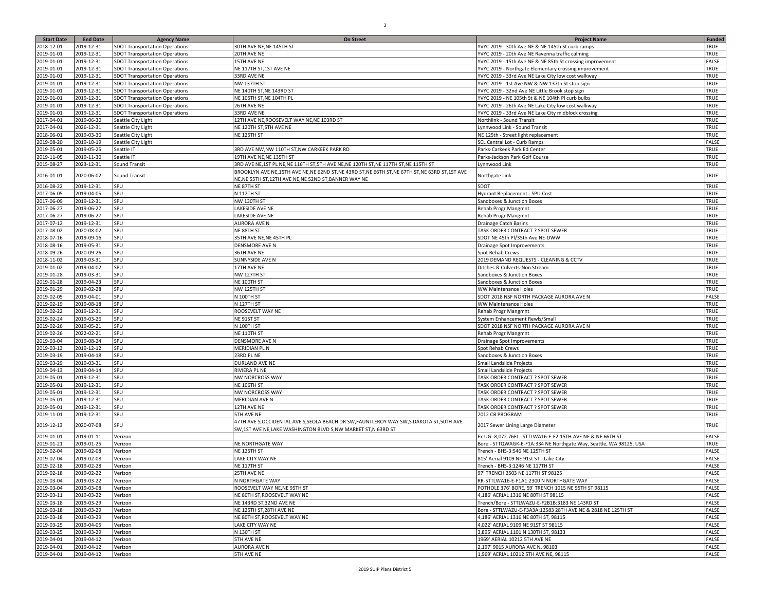| Start Date | End Date | Agency Name | On Street | Project Name | Funded |
| --- | --- | --- | --- | --- | --- |
| 2018-12-01 | 2019-12-31 | SDOT Transportation Operations | 30TH AVE NE,NE 145TH ST | YVYC 2019 - 30th Ave NE & NE 145th St curb ramps | TRUE |
| 2019-01-01 | 2019-12-31 | SDOT Transportation Operations | 20TH AVE NE | YVYC 2019 - 20th Ave NE Ravenna traffic calming | TRUE |
| 2019-01-01 | 2019-12-31 | SDOT Transportation Operations | 15TH AVE NE | YVYC 2019 - 15th Ave NE & NE 85th St crossing improvement | FALSE |
| 2019-01-01 | 2019-12-31 | SDOT Transportation Operations | NE 117TH ST,1ST AVE NE | YVYC 2019 - Northgate Elementary crossing improvement | TRUE |
| 2019-01-01 | 2019-12-31 | SDOT Transportation Operations | 33RD AVE NE | YVYC 2019 - 33rd Ave NE Lake City low cost walkway | TRUE |
| 2019-01-01 | 2019-12-31 | SDOT Transportation Operations | NW 137TH ST | YVYC 2019 - 1st Ave NW & NW 137th St stop sign | TRUE |
| 2019-01-01 | 2019-12-31 | SDOT Transportation Operations | NE 140TH ST,NE 143RD ST | YVYC 2019 - 32nd Ave NE Little Brook stop sign | TRUE |
| 2019-01-01 | 2019-12-31 | SDOT Transportation Operations | NE 105TH ST,NE 104TH PL | YVYC 2019 - NE 105th St & NE 104th Pl curb bulbs | TRUE |
| 2019-01-01 | 2019-12-31 | SDOT Transportation Operations | 26TH AVE NE | YVYC 2019 - 26th Ave NE Lake City low cost walkway | TRUE |
| 2019-01-01 | 2019-12-31 | SDOT Transportation Operations | 33RD AVE NE | YVYC 2019 - 33rd Ave NE Lake City midblock crossing | TRUE |
| 2017-04-01 | 2019-06-30 | Seattle City Light | 12TH AVE NE,ROOSEVELT WAY NE,NE 103RD ST | Northlink - Sound Transit | TRUE |
| 2017-04-01 | 2026-12-31 | Seattle City Light | NE 120TH ST,5TH AVE NE | Lynnwood Link - Sound Transit | TRUE |
| 2018-06-01 | 2019-03-30 | Seattle City Light | NE 125TH ST | NE 125th - Street light replacement | TRUE |
| 2019-08-20 | 2019-10-19 | Seattle City Light | | SCL Central Lot - Curb Ramps | FALSE |
| 2019-05-01 | 2019-05-25 | Seattle IT | 3RD AVE NW,NW 110TH ST,NW CARKEEK PARK RD | Parks-Carkeek Park Ed Center | TRUE |
| 2019-11-05 | 2019-11-30 | Seattle IT | 19TH AVE NE,NE 135TH ST | Parks-Jackson Park Golf Course | TRUE |
| 2015-08-27 | 2023-12-31 | Sound Transit | 3RD AVE NE,1ST PL NE,NE 116TH ST,5TH AVE NE,NE 120TH ST,NE 117TH ST,NE 115TH ST | Lynnwood Link | TRUE |
| 2016-01-01 | 2020-06-02 | Sound Transit | BROOKLYN AVE NE,15TH AVE NE,NE 62ND ST,NE 43RD ST,NE 66TH ST,NE 67TH ST,NE 63RD ST,1ST AVE NE,NE 55TH ST,12TH AVE NE,NE 52ND ST,BANNER WAY NE | Northgate Link | TRUE |
| 2016-08-22 | 2019-12-31 | SPU | NE 87TH ST | SDOT | TRUE |
| 2017-06-05 | 2019-04-05 | SPU | N 112TH ST | Hydrant Replacement - SPU Cost | TRUE |
| 2017-06-09 | 2019-12-31 | SPU | NW 130TH ST | Sandboxes & Junction Boxes | TRUE |
| 2017-06-27 | 2019-06-27 | SPU | LAKESIDE AVE NE | Rehab Progr Mangmnt | TRUE |
| 2017-06-27 | 2019-06-27 | SPU | LAKESIDE AVE NE | Rehab Progr Mangmnt | TRUE |
| 2017-07-12 | 2019-12-31 | SPU | AURORA AVE N | Drainage Catch Basins | TRUE |
| 2017-08-02 | 2020-08-02 | SPU | NE 88TH ST | TASK ORDER CONTRACT ? SPOT SEWER | TRUE |
| 2018-07-16 | 2019-09-16 | SPU | 35TH AVE NE,NE 45TH PL | SDOT NE 45th Pl/35th Ave NE-DWW | TRUE |
| 2018-08-16 | 2019-05-31 | SPU | DENSMORE AVE N | Drainage Spot Improvements | TRUE |
| 2018-09-26 | 2020-09-26 | SPU | 36TH AVE NE | Spot Rehab Crews | TRUE |
| 2018-11-02 | 2019-03-31 | SPU | SUNNYSIDE AVE N | 2019 DEMAND REQUESTS - CLEANING & CCTV | TRUE |
| 2019-01-02 | 2019-04-02 | SPU | 17TH AVE NE | Ditches & Culverts-Non Stream | TRUE |
| 2019-01-28 | 2019-03-31 | SPU | NW 127TH ST | Sandboxes & Junction Boxes | TRUE |
| 2019-01-28 | 2019-04-23 | SPU | NE 100TH ST | Sandboxes & Junction Boxes | TRUE |
| 2019-01-29 | 2019-02-28 | SPU | NW 125TH ST | WW Maintenance Holes | TRUE |
| 2019-02-05 | 2019-04-01 | SPU | N 100TH ST | SDOT 2018 NSF NORTH PACKAGE AURORA AVE N | FALSE |
| 2019-02-19 | 2019-08-18 | SPU | N 127TH ST | WW Maintenance Holes | TRUE |
| 2019-02-22 | 2019-12-31 | SPU | ROOSEVELT WAY NE | Rehab Progr Mangmnt | TRUE |
| 2019-02-24 | 2019-03-26 | SPU | NE 91ST ST | System Enhancement Rewls/Small | TRUE |
| 2019-02-26 | 2019-05-21 | SPU | N 100TH ST | SDOT 2018 NSF NORTH PACKAGE AURORA AVE N | TRUE |
| 2019-02-26 | 2022-02-21 | SPU | NE 110TH ST | Rehab Progr Mangmnt | TRUE |
| 2019-03-04 | 2019-08-24 | SPU | DENSMORE AVE N | Drainage Spot Improvements | TRUE |
| 2019-03-13 | 2019-12-12 | SPU | MERIDIAN PL N | Spot Rehab Crews | TRUE |
| 2019-03-19 | 2019-04-18 | SPU | 23RD PL NE | Sandboxes & Junction Boxes | TRUE |
| 2019-03-29 | 2019-03-31 | SPU | DURLAND AVE NE | Small Landslide Projects | TRUE |
| 2019-04-13 | 2019-04-14 | SPU | RIVIERA PL NE | Small Landslide Projects | TRUE |
| 2019-05-01 | 2019-12-31 | SPU | NW NORCROSS WAY | TASK ORDER CONTRACT ? SPOT SEWER | TRUE |
| 2019-05-01 | 2019-12-31 | SPU | NE 106TH ST | TASK ORDER CONTRACT ? SPOT SEWER | TRUE |
| 2019-05-01 | 2019-12-31 | SPU | NW NORCROSS WAY | TASK ORDER CONTRACT ? SPOT SEWER | TRUE |
| 2019-05-01 | 2019-12-31 | SPU | MERIDIAN AVE N | TASK ORDER CONTRACT ? SPOT SEWER | TRUE |
| 2019-05-01 | 2019-12-31 | SPU | 12TH AVE NE | TASK ORDER CONTRACT ? SPOT SEWER | TRUE |
| 2019-11-01 | 2019-12-31 | SPU | 5TH AVE NE | 2012 CB PROGRAM | TRUE |
| 2019-12-13 | 2020-07-08 | SPU | 47TH AVE S,OCCIDENTAL AVE S,SEOLA BEACH DR SW,FAUNTLEROY WAY SW,S DAKOTA ST,50TH AVE SW,1ST AVE NE,LAKE WASHINGTON BLVD S,NW MARKET ST,N 63RD ST | 2017 Sewer Lining Large Diameter | TRUE |
| 2019-01-01 | 2019-01-11 | Verizon | | Ex UG -8,072.76Ft - STTLWA16-E-F2:15TH AVE NE & NE 66TH ST | FALSE |
| 2019-01-21 | 2019-01-25 | Verizon | NE NORTHGATE WAY | Bore - STTQWAGK-E-F1A:334 NE Northgate Way, Seattle, WA 98125, USA | TRUE |
| 2019-02-04 | 2019-02-08 | Verizon | NE 125TH ST | Trench - BHS-3:546 NE 125TH ST | FALSE |
| 2019-02-04 | 2019-02-08 | Verizon | LAKE CITY WAY NE | 815' Aerial 9109 NE 91st ST - Lake City | FALSE |
| 2019-02-18 | 2019-02-28 | Verizon | NE 117TH ST | Trench - BHS-3:1246 NE 117TH ST | FALSE |
| 2019-02-18 | 2019-02-22 | Verizon | 25TH AVE NE | 97' TRENCH 2503 NE 117TH ST 98125 | FALSE |
| 2019-03-04 | 2019-03-22 | Verizon | N NORTHGATE WAY | RR-STTLWA16-E-F1A1:2300 N NORTHGATE WAY | FALSE |
| 2019-03-04 | 2019-03-08 | Verizon | ROOSEVELT WAY NE,NE 95TH ST | POTHOLE 376' BORE, 59' TRENCH 1015 NE 95TH ST 98115 | FALSE |
| 2019-03-11 | 2019-03-22 | Verizon | NE 80TH ST,ROOSEVELT WAY NE | 4,186' AERIAL 1316 NE 80TH ST 98115 | FALSE |
| 2019-03-18 | 2019-03-29 | Verizon | NE 143RD ST,32ND AVE NE | Trench/Bore - STTLWAZU-E-F2B1B:3183 NE 143RD ST | FALSE |
| 2019-03-18 | 2019-03-29 | Verizon | NE 125TH ST,28TH AVE NE | Bore - STTLWAZU-E-F3A3A:12583 28TH AVE NE & 2818 NE 125TH ST | FALSE |
| 2019-03-18 | 2019-03-29 | Verizon | NE 80TH ST,ROOSEVELT WAY NE | 4,186' AERIAL 1316 NE 80TH ST, 98115 | FALSE |
| 2019-03-25 | 2019-04-05 | Verizon | LAKE CITY WAY NE | 4,022' AERIAL 9109 NE 91ST ST 98115 | FALSE |
| 2019-03-25 | 2019-03-29 | Verizon | N 130TH ST | 3,895' AERIAL 1101 N 130TH ST, 98133 | FALSE |
| 2019-04-01 | 2019-04-12 | Verizon | 5TH AVE NE | 1969' AERIAL 10212 5TH AVE NE | FALSE |
| 2019-04-01 | 2019-04-12 | Verizon | AURORA AVE N | 2,197' 9015 AURORA AVE N, 98103 | FALSE |
| 2019-04-01 | 2019-04-12 | Verizon | 5TH AVE NE | 1,969' AERIAL 10212 5TH AVE NE, 98115 | FALSE |

2019 SUIP Plans District 5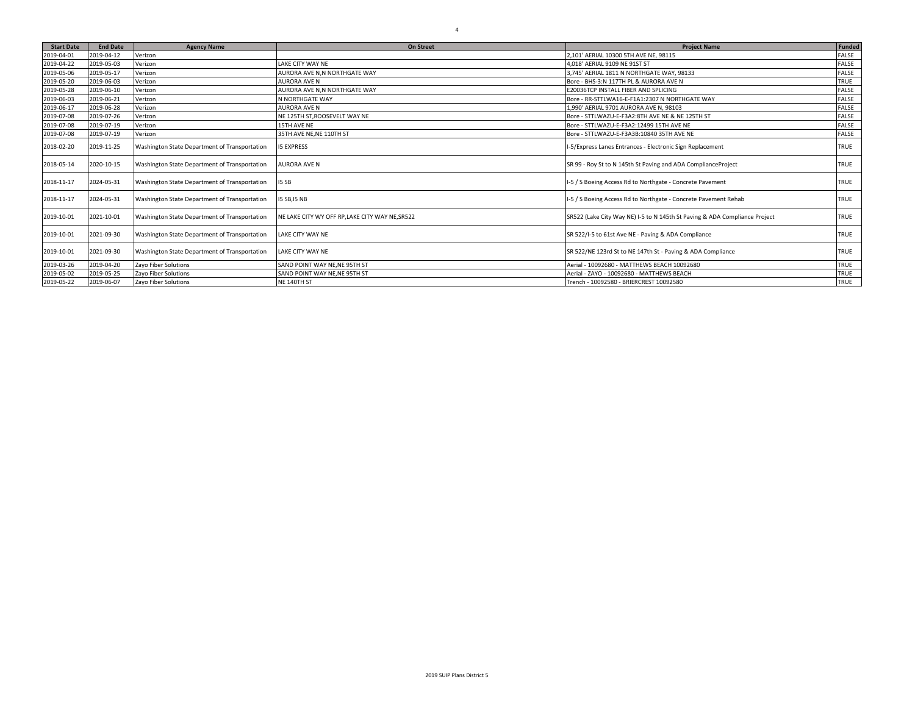| Start Date | End Date | Agency Name | On Street | Project Name | Funded |
|---|---|---|---|---|---|
| 2019-04-01 | 2019-04-12 | Verizon | | 2,101' AERIAL 10300 5TH AVE NE, 98115 | FALSE |
| 2019-04-22 | 2019-05-03 | Verizon | LAKE CITY WAY NE | 4,018' AERIAL 9109 NE 91ST ST | FALSE |
| 2019-05-06 | 2019-05-17 | Verizon | AURORA AVE N,N NORTHGATE WAY | 3,745' AERIAL 1811 N NORTHGATE WAY, 98133 | FALSE |
| 2019-05-20 | 2019-06-03 | Verizon | AURORA AVE N | Bore - BHS-3:N 117TH PL & AURORA AVE N | TRUE |
| 2019-05-28 | 2019-06-10 | Verizon | AURORA AVE N,N NORTHGATE WAY | E20036TCP INSTALL FIBER AND SPLICING | FALSE |
| 2019-06-03 | 2019-06-21 | Verizon | N NORTHGATE WAY | Bore - RR-STTLWA16-E-F1A1:2307 N NORTHGATE WAY | FALSE |
| 2019-06-17 | 2019-06-28 | Verizon | AURORA AVE N | 1,990' AERIAL 9701 AURORA AVE N, 98103 | FALSE |
| 2019-07-08 | 2019-07-26 | Verizon | NE 125TH ST,ROOSEVELT WAY NE | Bore - STTLWAZU-E-F3A2:8TH AVE NE & NE 125TH ST | FALSE |
| 2019-07-08 | 2019-07-19 | Verizon | 15TH AVE NE | Bore - STTLWAZU-E-F3A2:12499 15TH AVE NE | FALSE |
| 2019-07-08 | 2019-07-19 | Verizon | 35TH AVE NE,NE 110TH ST | Bore - STTLWAZU-E-F3A3B:10840 35TH AVE NE | FALSE |
| 2018-02-20 | 2019-11-25 | Washington State Department of Transportation | I5 EXPRESS | I-5/Express Lanes Entrances - Electronic Sign Replacement | TRUE |
| 2018-05-14 | 2020-10-15 | Washington State Department of Transportation | AURORA AVE N | SR 99 - Roy St to N 145th St Paving and ADA ComplianceProject | TRUE |
| 2018-11-17 | 2024-05-31 | Washington State Department of Transportation | I5 SB | I-5 / S Boeing Access Rd to Northgate - Concrete Pavement | TRUE |
| 2018-11-17 | 2024-05-31 | Washington State Department of Transportation | I5 SB,I5 NB | I-5 / S Boeing Access Rd to Northgate - Concrete Pavement Rehab | TRUE |
| 2019-10-01 | 2021-10-01 | Washington State Department of Transportation | NE LAKE CITY WY OFF RP,LAKE CITY WAY NE,SR522 | SR522 (Lake City Way NE) I-5 to N 145th St Paving & ADA Compliance Project | TRUE |
| 2019-10-01 | 2021-09-30 | Washington State Department of Transportation | LAKE CITY WAY NE | SR 522/I-5 to 61st Ave NE - Paving & ADA Compliance | TRUE |
| 2019-10-01 | 2021-09-30 | Washington State Department of Transportation | LAKE CITY WAY NE | SR 522/NE 123rd St to NE 147th St - Paving & ADA Compliance | TRUE |
| 2019-03-26 | 2019-04-20 | Zayo Fiber Solutions | SAND POINT WAY NE,NE 95TH ST | Aerial - 10092680 - MATTHEWS BEACH 10092680 | TRUE |
| 2019-05-02 | 2019-05-25 | Zayo Fiber Solutions | SAND POINT WAY NE,NE 95TH ST | Aerial - ZAYO - 10092680 - MATTHEWS BEACH | TRUE |
| 2019-05-22 | 2019-06-07 | Zayo Fiber Solutions | NE 140TH ST | Trench - 10092580 - BRIERCREST 10092580 | TRUE |